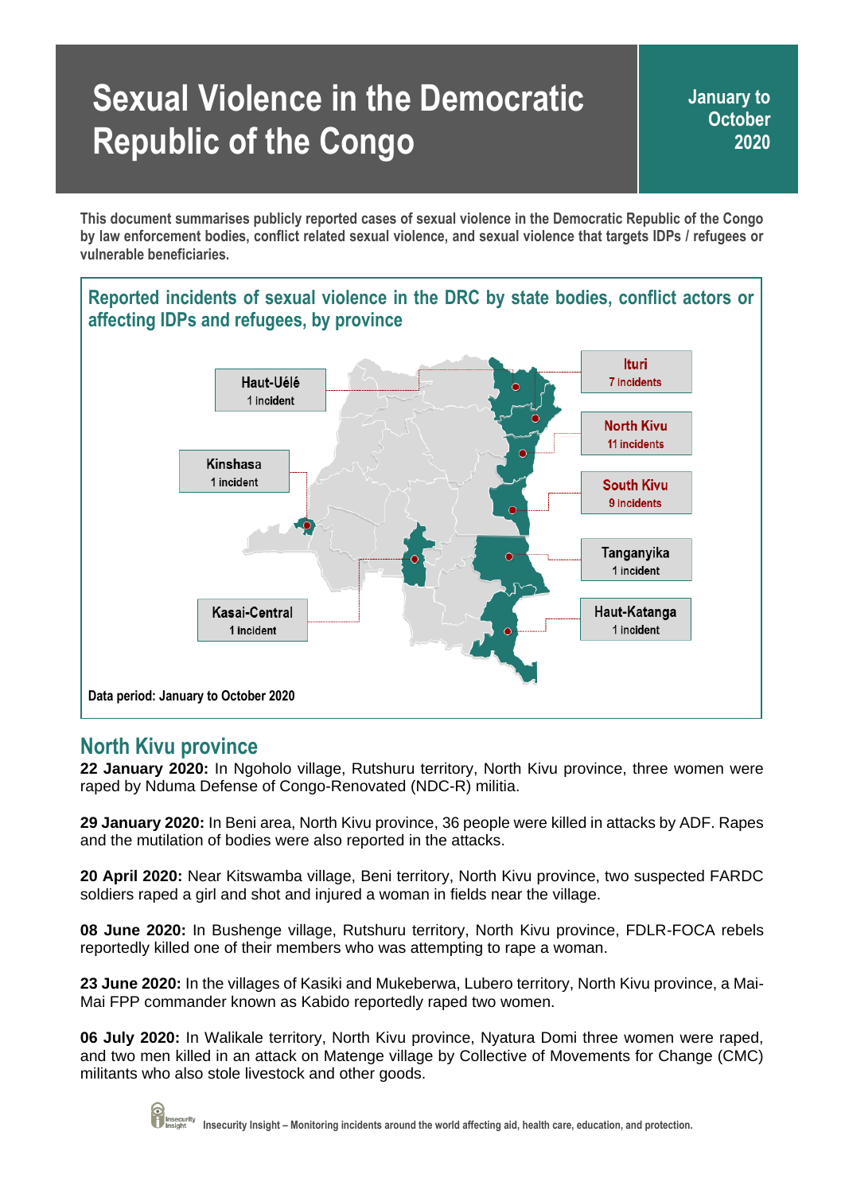# Sexual Violence in the Democratic Republic of the Congo

**January to October 2020**

**This document summarises publicly reported cases of sexual violence in the Democratic Republic of the Congo by law enforcement bodies, conflict related sexual violence, and sexual violence that targets IDPs / refugees or vulnerable beneficiaries.**

## Reported incidents of sexual violence in the DRC by state bodies, conflict actors or affecting IDPs and refugees, by province

| Province | Incidents |
|---|---|
| Ituri | 7 incidents |
| North Kivu | 11 incidents |
| South Kivu | 9 incidents |
| Tanganyika | 1 incident |
| Haut-Katanga | 1 incident |
| Haut-Uélé | 1 incident |
| Kinshasa | 1 incident |
| Kasai-Central | 1 incident |

**Data period: January to October 2020**

## North Kivu province

**22 January 2020:** In Ngoholo village, Rutshuru territory, North Kivu province, three women were raped by Nduma Defense of Congo-Renovated (NDC-R) militia.

**29 January 2020:** In Beni area, North Kivu province, 36 people were killed in attacks by ADF. Rapes and the mutilation of bodies were also reported in the attacks.

**20 April 2020:** Near Kitswamba village, Beni territory, North Kivu province, two suspected FARDC soldiers raped a girl and shot and injured a woman in fields near the village.

**08 June 2020:** In Bushenge village, Rutshuru territory, North Kivu province, FDLR-FOCA rebels reportedly killed one of their members who was attempting to rape a woman.

**23 June 2020:** In the villages of Kasiki and Mukeberwa, Lubero territory, North Kivu province, a Mai-Mai FPP commander known as Kabido reportedly raped two women.

**06 July 2020:** In Walikale territory, North Kivu province, Nyatura Domi three women were raped, and two men killed in an attack on Matenge village by Collective of Movements for Change (CMC) militants who also stole livestock and other goods.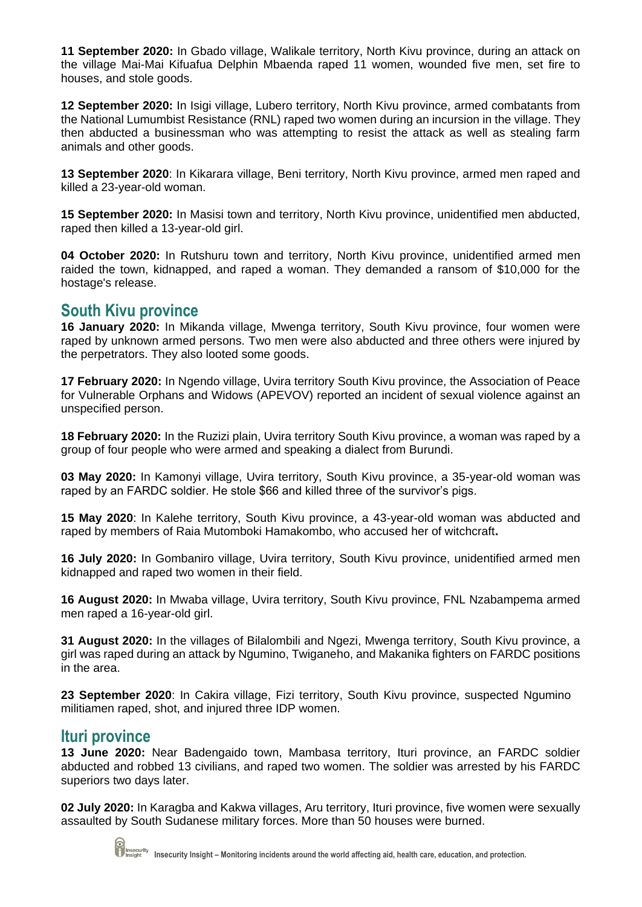**11 September 2020:** In Gbado village, Walikale territory, North Kivu province, during an attack on the village Mai-Mai Kifuafua Delphin Mbaenda raped 11 women, wounded five men, set fire to houses, and stole goods.

**12 September 2020:** In Isigi village, Lubero territory, North Kivu province, armed combatants from the National Lumumbist Resistance (RNL) raped two women during an incursion in the village. They then abducted a businessman who was attempting to resist the attack as well as stealing farm animals and other goods.

**13 September 2020**: In Kikarara village, Beni territory, North Kivu province, armed men raped and killed a 23-year-old woman.

**15 September 2020:** In Masisi town and territory, North Kivu province, unidentified men abducted, raped then killed a 13-year-old girl.

**04 October 2020:** In Rutshuru town and territory, North Kivu province, unidentified armed men raided the town, kidnapped, and raped a woman. They demanded a ransom of $10,000 for the hostage's release.

## South Kivu province

**16 January 2020:** In Mikanda village, Mwenga territory, South Kivu province, four women were raped by unknown armed persons. Two men were also abducted and three others were injured by the perpetrators. They also looted some goods.

**17 February 2020:** In Ngendo village, Uvira territory South Kivu province, the Association of Peace for Vulnerable Orphans and Widows (APEVOV) reported an incident of sexual violence against an unspecified person.

**18 February 2020:** In the Ruzizi plain, Uvira territory South Kivu province, a woman was raped by a group of four people who were armed and speaking a dialect from Burundi.

**03 May 2020:** In Kamonyi village, Uvira territory, South Kivu province, a 35-year-old woman was raped by an FARDC soldier. He stole $66 and killed three of the survivor's pigs.

**15 May 2020**: In Kalehe territory, South Kivu province, a 43-year-old woman was abducted and raped by members of Raia Mutomboki Hamakombo, who accused her of witchcraft**.**

**16 July 2020:** In Gombaniro village, Uvira territory, South Kivu province, unidentified armed men kidnapped and raped two women in their field.

**16 August 2020:** In Mwaba village, Uvira territory, South Kivu province, FNL Nzabampema armed men raped a 16-year-old girl.

**31 August 2020:** In the villages of Bilalombili and Ngezi, Mwenga territory, South Kivu province, a girl was raped during an attack by Ngumino, Twiganeho, and Makanika fighters on FARDC positions in the area.

**23 September 2020**: In Cakira village, Fizi territory, South Kivu province, suspected Ngumino militiamen raped, shot, and injured three IDP women.

## Ituri province

**13 June 2020:** Near Badengaido town, Mambasa territory, Ituri province, an FARDC soldier abducted and robbed 13 civilians, and raped two women. The soldier was arrested by his FARDC superiors two days later.

**02 July 2020:** In Karagba and Kakwa villages, Aru territory, Ituri province, five women were sexually assaulted by South Sudanese military forces. More than 50 houses were burned.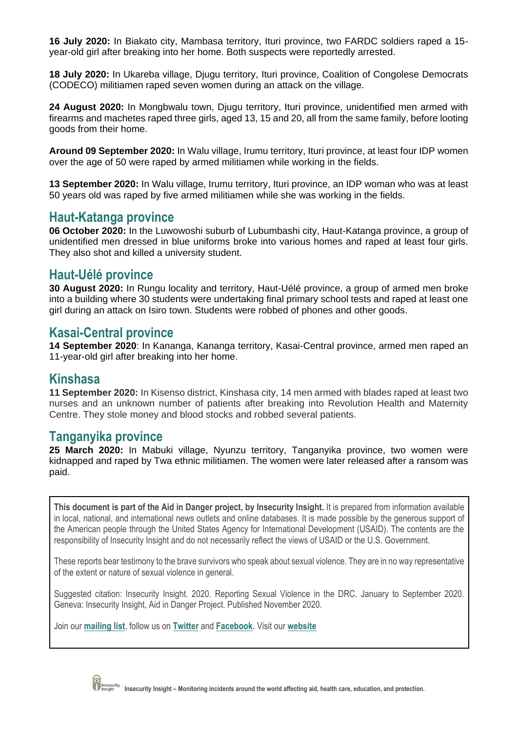**16 July 2020:** In Biakato city, Mambasa territory, Ituri province, two FARDC soldiers raped a 15-year-old girl after breaking into her home. Both suspects were reportedly arrested.

**18 July 2020:** In Ukareba village, Djugu territory, Ituri province, Coalition of Congolese Democrats (CODECO) militiamen raped seven women during an attack on the village.

**24 August 2020:** In Mongbwalu town, Djugu territory, Ituri province, unidentified men armed with firearms and machetes raped three girls, aged 13, 15 and 20, all from the same family, before looting goods from their home.

**Around 09 September 2020:** In Walu village, Irumu territory, Ituri province, at least four IDP women over the age of 50 were raped by armed militiamen while working in the fields.

**13 September 2020:** In Walu village, Irumu territory, Ituri province, an IDP woman who was at least 50 years old was raped by five armed militiamen while she was working in the fields.

## Haut-Katanga province

**06 October 2020:** In the Luwowoshi suburb of Lubumbashi city, Haut-Katanga province, a group of unidentified men dressed in blue uniforms broke into various homes and raped at least four girls. They also shot and killed a university student.

## Haut-Uélé province

**30 August 2020:** In Rungu locality and territory, Haut-Uélé province, a group of armed men broke into a building where 30 students were undertaking final primary school tests and raped at least one girl during an attack on Isiro town. Students were robbed of phones and other goods.

## Kasai-Central province

**14 September 2020**: In Kananga, Kananga territory, Kasai-Central province, armed men raped an 11-year-old girl after breaking into her home.

## Kinshasa

**11 September 2020:** In Kisenso district, Kinshasa city, 14 men armed with blades raped at least two nurses and an unknown number of patients after breaking into Revolution Health and Maternity Centre. They stole money and blood stocks and robbed several patients.

## Tanganyika province

**25 March 2020:** In Mabuki village, Nyunzu territory, Tanganyika province, two women were kidnapped and raped by Twa ethnic militiamen. The women were later released after a ransom was paid.

**This document is part of the Aid in Danger project, by Insecurity Insight.** It is prepared from information available in local, national, and international news outlets and online databases. It is made possible by the generous support of the American people through the United States Agency for International Development (USAID). The contents are the responsibility of Insecurity Insight and do not necessarily reflect the views of USAID or the U.S. Government.

These reports bear testimony to the brave survivors who speak about sexual violence. They are in no way representative of the extent or nature of sexual violence in general.

Suggested citation: Insecurity Insight. 2020. Reporting Sexual Violence in the DRC. January to September 2020. Geneva: Insecurity Insight, Aid in Danger Project. Published November 2020.

Join our **mailing list**, follow us on **Twitter** and **Facebook**. Visit our **website**